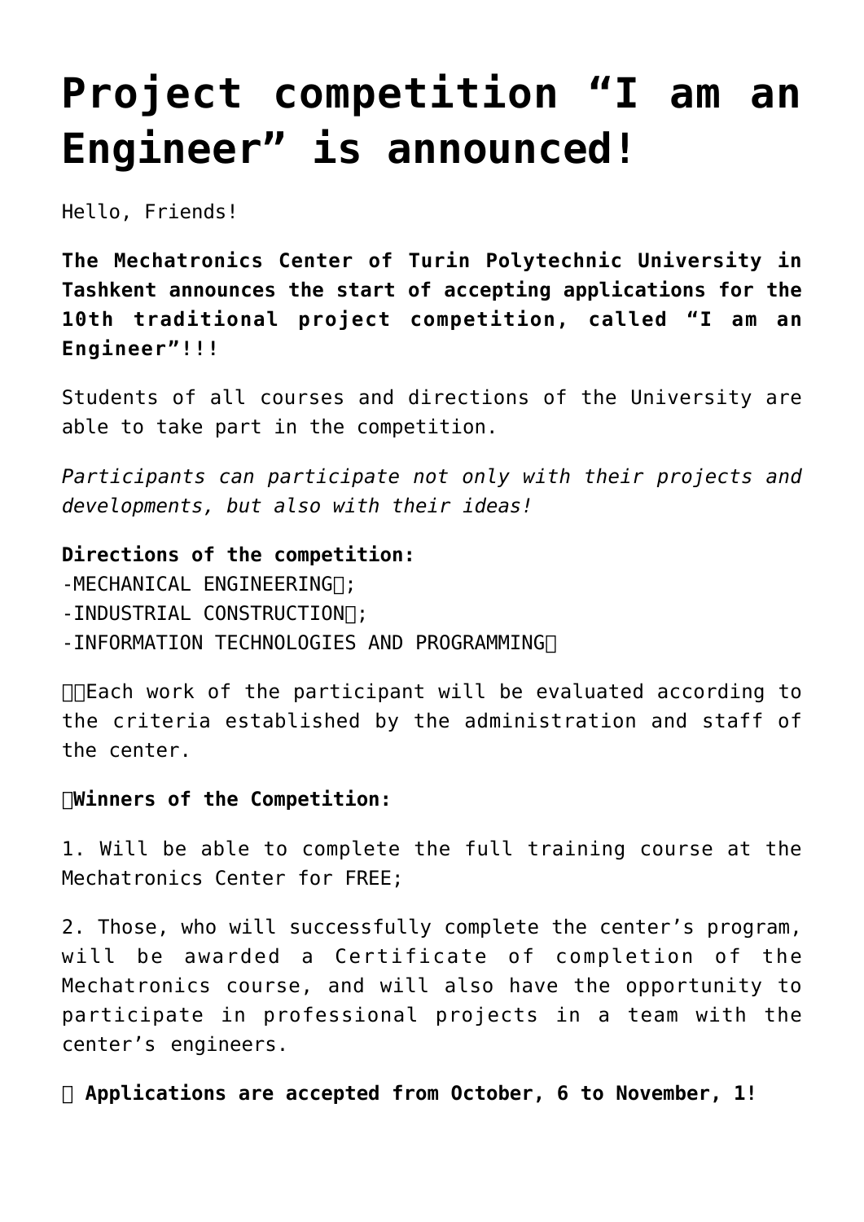# Project competition "I am an Engineer" is announced!

Hello, Friends!

**The Mechatronics Center of Turin Polytechnic University in Tashkent announces the start of accepting applications for the 10th traditional project competition, called "I am an Engineer"!!!**

Students of all courses and directions of the University are able to take part in the competition.

*Participants can participate not only with their projects and developments, but also with their ideas!*

**Directions of the competition:**
-MECHANICAL ENGINEERING;
-INDUSTRIAL CONSTRUCTION;
-INFORMATION TECHNOLOGIES AND PROGRAMMING

Each work of the participant will be evaluated according to the criteria established by the administration and staff of the center.

**Winners of the Competition:**

1. Will be able to complete the full training course at the Mechatronics Center for FREE;

2. Those, who will successfully complete the center's program, will be awarded a Certificate of completion of the Mechatronics course, and will also have the opportunity to participate in professional projects in a team with the center's engineers.

**Applications are accepted from October, 6 to November, 1!**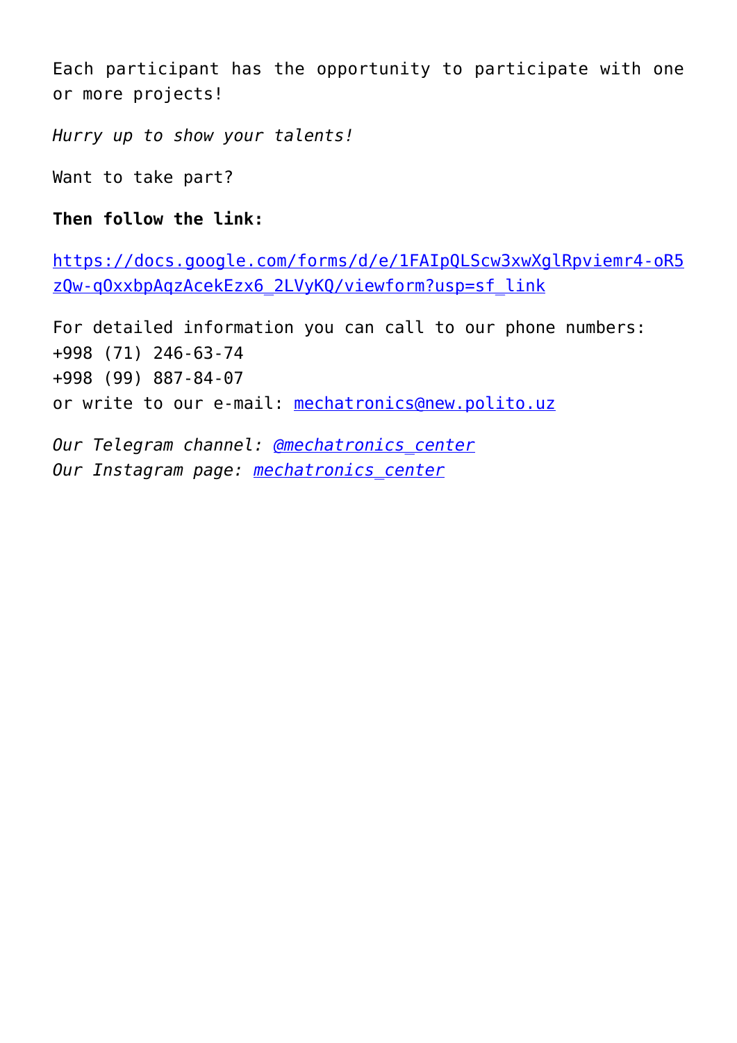Each participant has the opportunity to participate with one or more projects!

*Hurry up to show your talents!*

Want to take part?

**Then follow the link:**

[https://docs.google.com/forms/d/e/1FAIpQLScw3xwXglRpviemr4-oR5zQw-qOxxbpAqzAcekEzx6_2LVyKQ/viewform?usp=sf_link](https://docs.google.com/forms/d/e/1FAIpQLScw3xwXglRpviemr4-oR5zQw-qOxxbpAqzAcekEzx6_2LVyKQ/viewform?usp=sf_link)

For detailed information you can call to our phone numbers:
+998 (71) 246-63-74
+998 (99) 887-84-07
or write to our e-mail: mechatronics@new.polito.uz

*Our Telegram channel: @mechatronics_center*
*Our Instagram page: mechatronics_center*